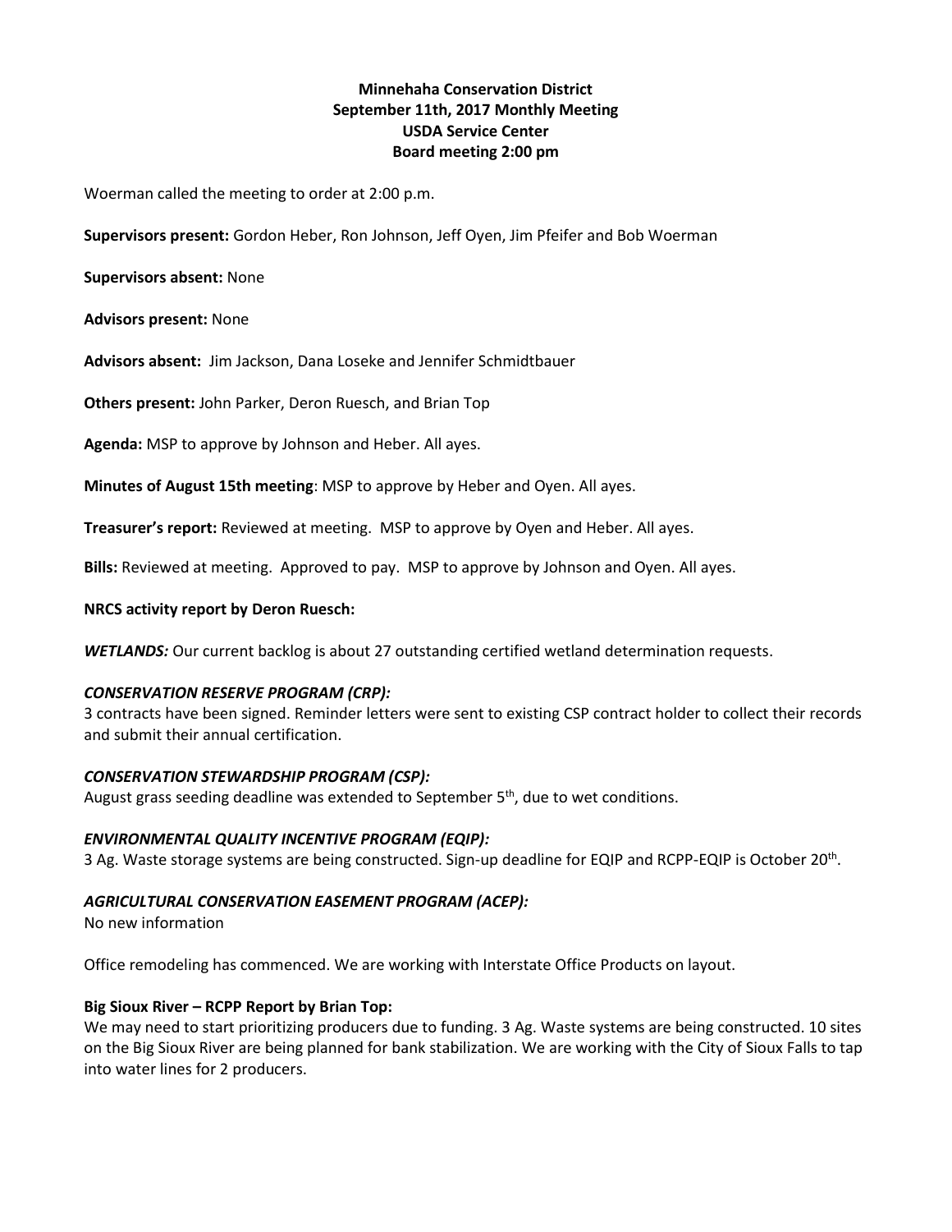# Minnehaha Conservation District
## September 11th, 2017 Monthly Meeting
## USDA Service Center
## Board meeting 2:00 pm

Woerman called the meeting to order at 2:00 p.m.

**Supervisors present:** Gordon Heber, Ron Johnson, Jeff Oyen, Jim Pfeifer and Bob Woerman

**Supervisors absent:** None

**Advisors present:** None

**Advisors absent:** Jim Jackson, Dana Loseke and Jennifer Schmidtbauer

**Others present:** John Parker, Deron Ruesch, and Brian Top

**Agenda:** MSP to approve by Johnson and Heber. All ayes.

**Minutes of August 15th meeting**: MSP to approve by Heber and Oyen. All ayes.

**Treasurer's report:** Reviewed at meeting. MSP to approve by Oyen and Heber. All ayes.

**Bills:** Reviewed at meeting. Approved to pay. MSP to approve by Johnson and Oyen. All ayes.

**NRCS activity report by Deron Ruesch:**

***WETLANDS:*** Our current backlog is about 27 outstanding certified wetland determination requests.

***CONSERVATION RESERVE PROGRAM (CRP):***
3 contracts have been signed. Reminder letters were sent to existing CSP contract holder to collect their records and submit their annual certification.

***CONSERVATION STEWARDSHIP PROGRAM (CSP):***
August grass seeding deadline was extended to September 5th, due to wet conditions.

***ENVIRONMENTAL QUALITY INCENTIVE PROGRAM (EQIP):***
3 Ag. Waste storage systems are being constructed. Sign-up deadline for EQIP and RCPP-EQIP is October 20th.

***AGRICULTURAL CONSERVATION EASEMENT PROGRAM (ACEP):***
No new information

Office remodeling has commenced. We are working with Interstate Office Products on layout.

**Big Sioux River – RCPP Report by Brian Top:**
We may need to start prioritizing producers due to funding. 3 Ag. Waste systems are being constructed. 10 sites on the Big Sioux River are being planned for bank stabilization. We are working with the City of Sioux Falls to tap into water lines for 2 producers.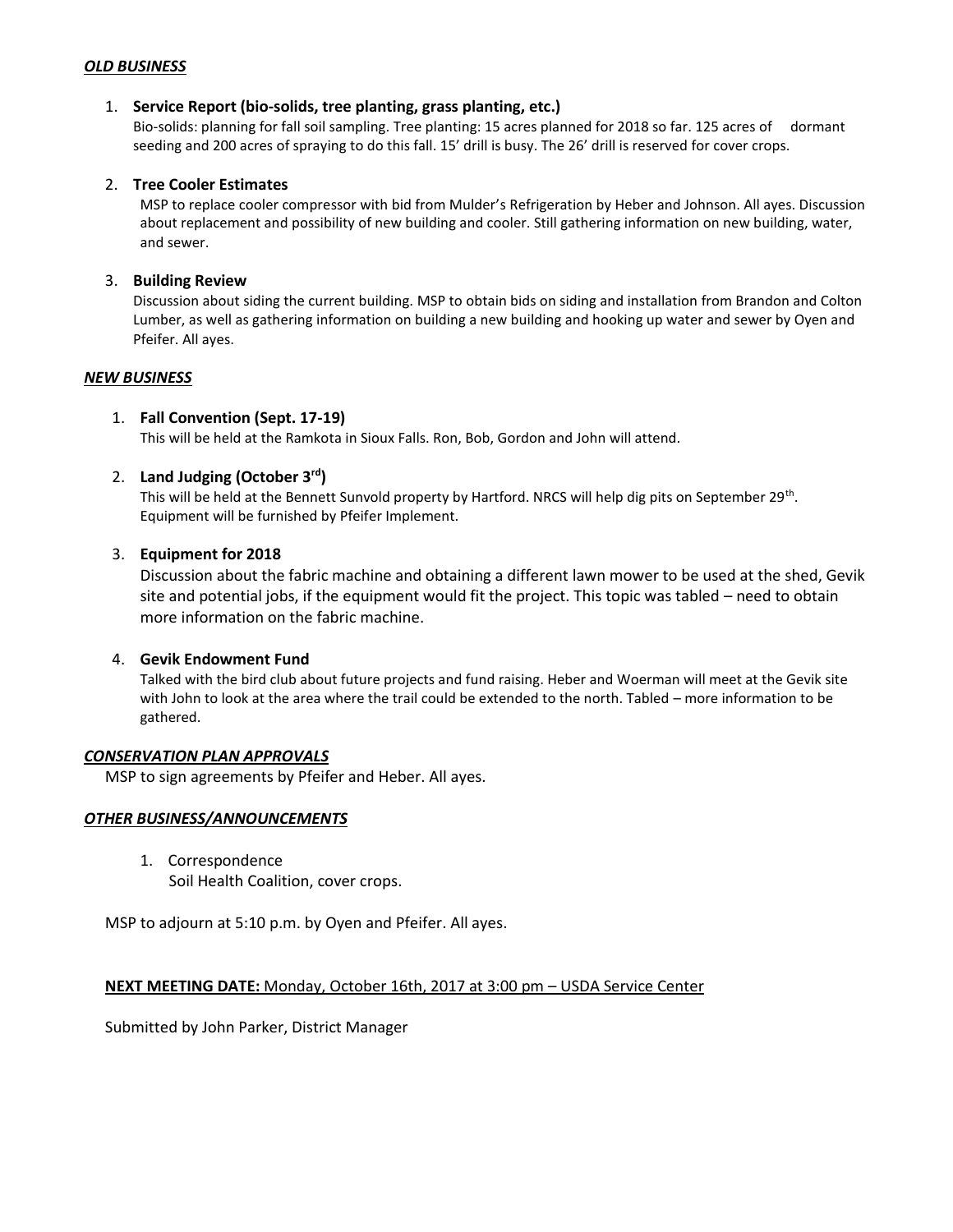***OLD BUSINESS***

1. **Service Report (bio-solids, tree planting, grass planting, etc.)**
   Bio-solids: planning for fall soil sampling. Tree planting: 15 acres planned for 2018 so far. 125 acres of dormant seeding and 200 acres of spraying to do this fall. 15' drill is busy. The 26' drill is reserved for cover crops.

2. **Tree Cooler Estimates**
   MSP to replace cooler compressor with bid from Mulder's Refrigeration by Heber and Johnson. All ayes. Discussion about replacement and possibility of new building and cooler. Still gathering information on new building, water, and sewer.

3. **Building Review**
   Discussion about siding the current building. MSP to obtain bids on siding and installation from Brandon and Colton Lumber, as well as gathering information on building a new building and hooking up water and sewer by Oyen and Pfeifer. All ayes.

***NEW BUSINESS***

1. **Fall Convention (Sept. 17-19)**
   This will be held at the Ramkota in Sioux Falls. Ron, Bob, Gordon and John will attend.

2. **Land Judging (October 3rd)**
   This will be held at the Bennett Sunvold property by Hartford. NRCS will help dig pits on September 29th. Equipment will be furnished by Pfeifer Implement.

3. **Equipment for 2018**
   Discussion about the fabric machine and obtaining a different lawn mower to be used at the shed, Gevik site and potential jobs, if the equipment would fit the project. This topic was tabled – need to obtain more information on the fabric machine.

4. **Gevik Endowment Fund**
   Talked with the bird club about future projects and fund raising. Heber and Woerman will meet at the Gevik site with John to look at the area where the trail could be extended to the north. Tabled – more information to be gathered.

***CONSERVATION PLAN APPROVALS***

MSP to sign agreements by Pfeifer and Heber. All ayes.

***OTHER BUSINESS/ANNOUNCEMENTS***

1. Correspondence
   Soil Health Coalition, cover crops.

MSP to adjourn at 5:10 p.m. by Oyen and Pfeifer. All ayes.

**NEXT MEETING DATE:** Monday, October 16th, 2017 at 3:00 pm – USDA Service Center

Submitted by John Parker, District Manager